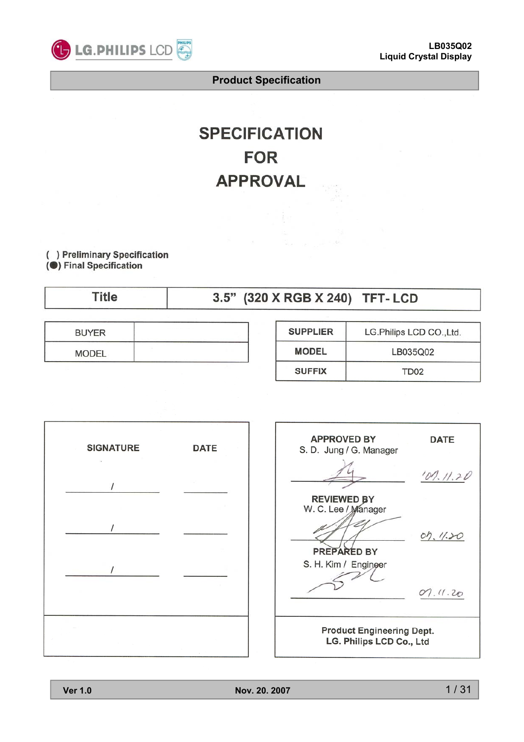# Product Specification

# SPECIFICATION FOR APPROVAL

( ) Preliminary Specification
(●) Final Specification

| Title | 3.5" (320 X RGB X 240) TFT- LCD |
|---|---|

| BUYER | |
|---|---|
| MODEL | |

| SUPPLIER | LG.Philips LCD CO.,Ltd. |
|---|---|
| MODEL | LB035Q02 |
| SUFFIX | TD02 |

| SIGNATURE | DATE |
|---|---|
| / | |
| / | |
| / | |

| APPROVED BY | DATE |
|---|---|
| S. D. Jung / G. Manager | '07.11.20 |
| **REVIEWED BY** | |
| W. C. Lee / Manager | 07.11.20 |
| **PREPARED BY** | |
| S. H. Kim / Engineer | 07.11.20 |

Product Engineering Dept.
LG. Philips LCD Co., Ltd

Ver 1.0 Nov. 20. 2007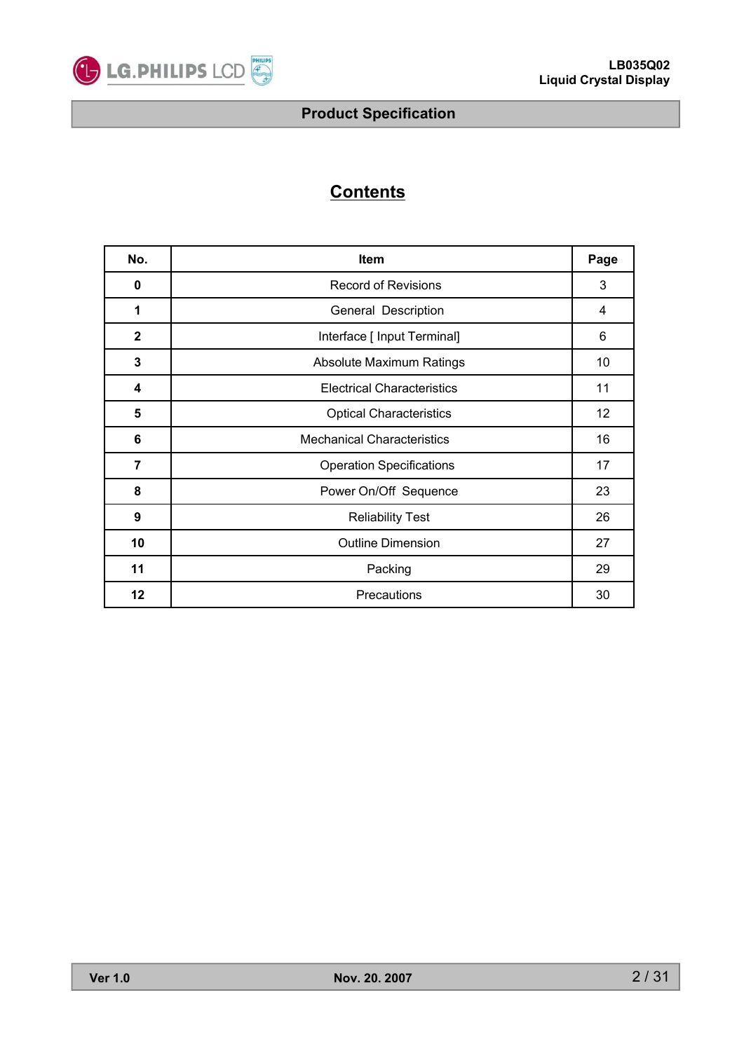# Contents

| No. | Item | Page |
|---|---|---|
| 0 | Record of Revisions | 3 |
| 1 | General Description | 4 |
| 2 | Interface [ Input Terminal] | 6 |
| 3 | Absolute Maximum Ratings | 10 |
| 4 | Electrical Characteristics | 11 |
| 5 | Optical Characteristics | 12 |
| 6 | Mechanical Characteristics | 16 |
| 7 | Operation Specifications | 17 |
| 8 | Power On/Off Sequence | 23 |
| 9 | Reliability Test | 26 |
| 10 | Outline Dimension | 27 |
| 11 | Packing | 29 |
| 12 | Precautions | 30 |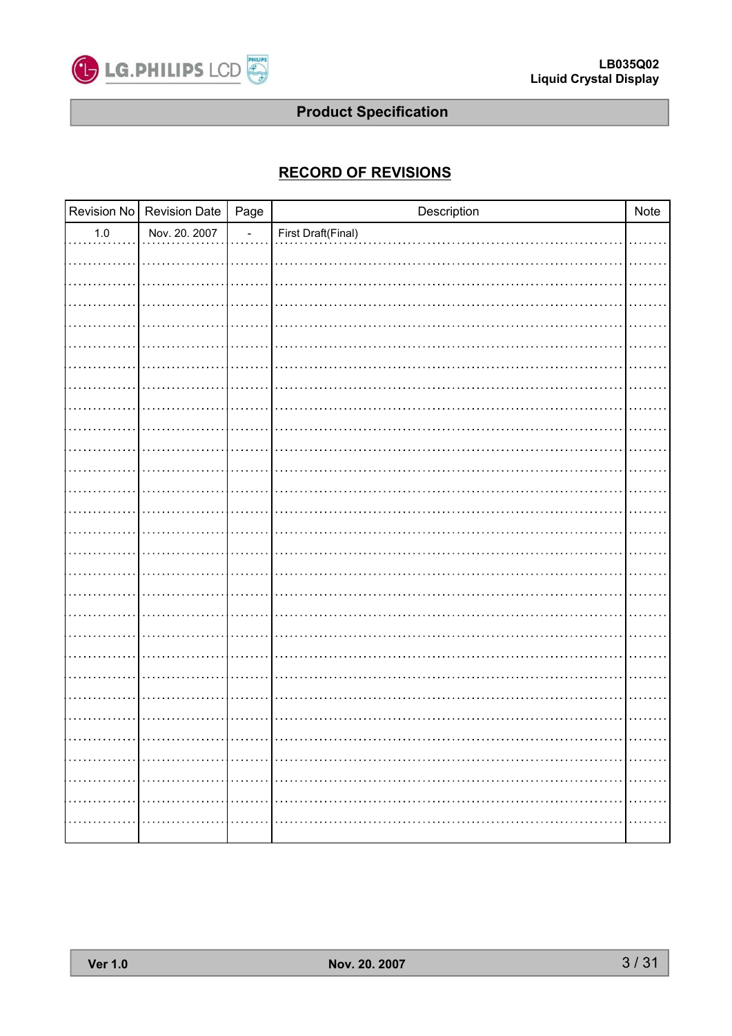## RECORD OF REVISIONS

| Revision No | Revision Date | Page | Description | Note |
|---|---|---|---|---|
| 1.0 | Nov. 20. 2007 | - | First Draft(Final) | |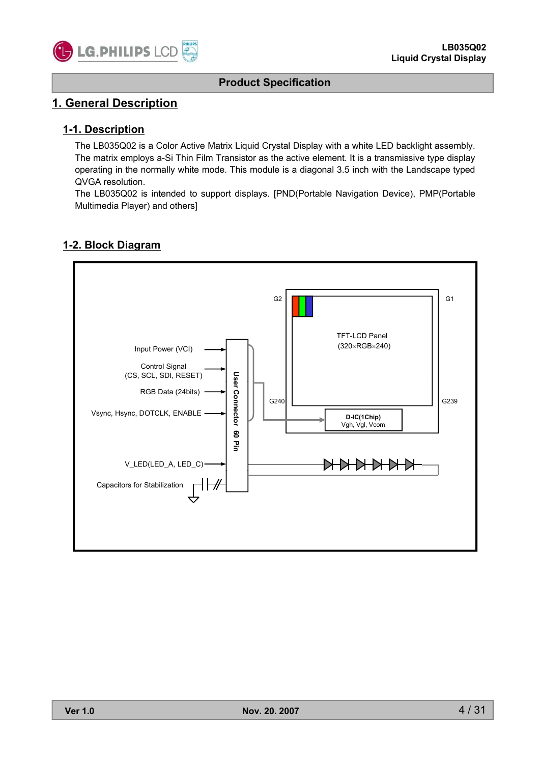# 1. General Description

## 1-1. Description

The LB035Q02 is a Color Active Matrix Liquid Crystal Display with a white LED backlight assembly. The matrix employs a-Si Thin Film Transistor as the active element. It is a transmissive type display operating in the normally white mode. This module is a diagonal 3.5 inch with the Landscape typed QVGA resolution.

The LB035Q02 is intended to support displays. [PND(Portable Navigation Device), PMP(Portable Multimedia Player) and others]

## 1-2. Block Diagram

Input Power (VCI)

Control Signal (CS, SCL, SDI, RESET)

RGB Data (24bits)

Vsync, Hsync, DOTCLK, ENABLE

V_LED(LED_A, LED_C)

Capacitors for Stabilization

User Connector 60 Pin

G2 G1

TFT-LCD Panel (320×RGB×240)

G240 G239

D-IC(1Chip) Vgh, Vgl, Vcom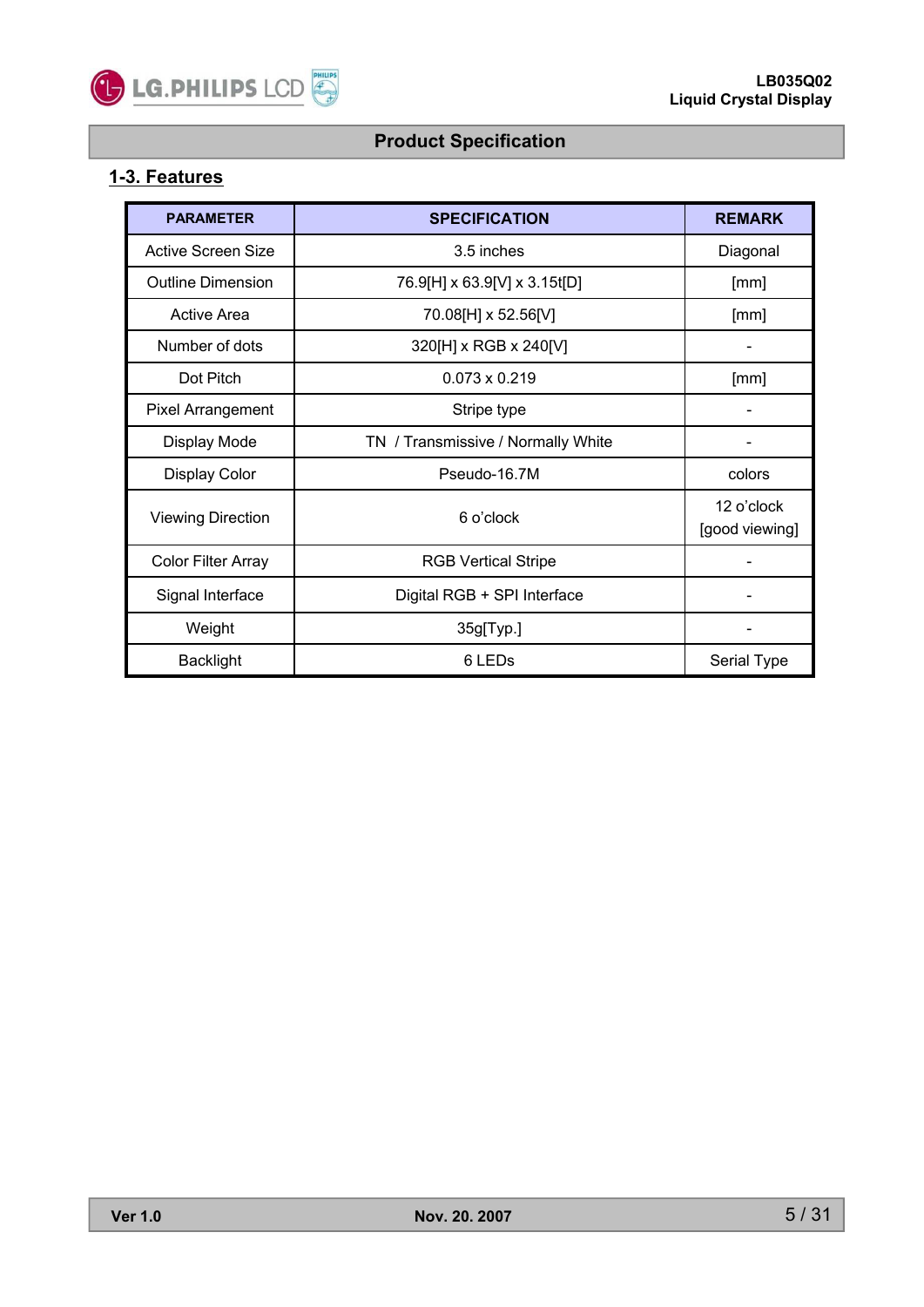## 1-3. Features

| PARAMETER | SPECIFICATION | REMARK |
|---|---|---|
| Active Screen Size | 3.5 inches | Diagonal |
| Outline Dimension | 76.9[H] x 63.9[V] x 3.15t[D] | [mm] |
| Active Area | 70.08[H] x 52.56[V] | [mm] |
| Number of dots | 320[H] x RGB x 240[V] | - |
| Dot Pitch | 0.073 x 0.219 | [mm] |
| Pixel Arrangement | Stripe type | - |
| Display Mode | TN / Transmissive / Normally White | - |
| Display Color | Pseudo-16.7M | colors |
| Viewing Direction | 6 o'clock | 12 o'clock [good viewing] |
| Color Filter Array | RGB Vertical Stripe | - |
| Signal Interface | Digital RGB + SPI Interface | - |
| Weight | 35g[Typ.] | - |
| Backlight | 6 LEDs | Serial Type |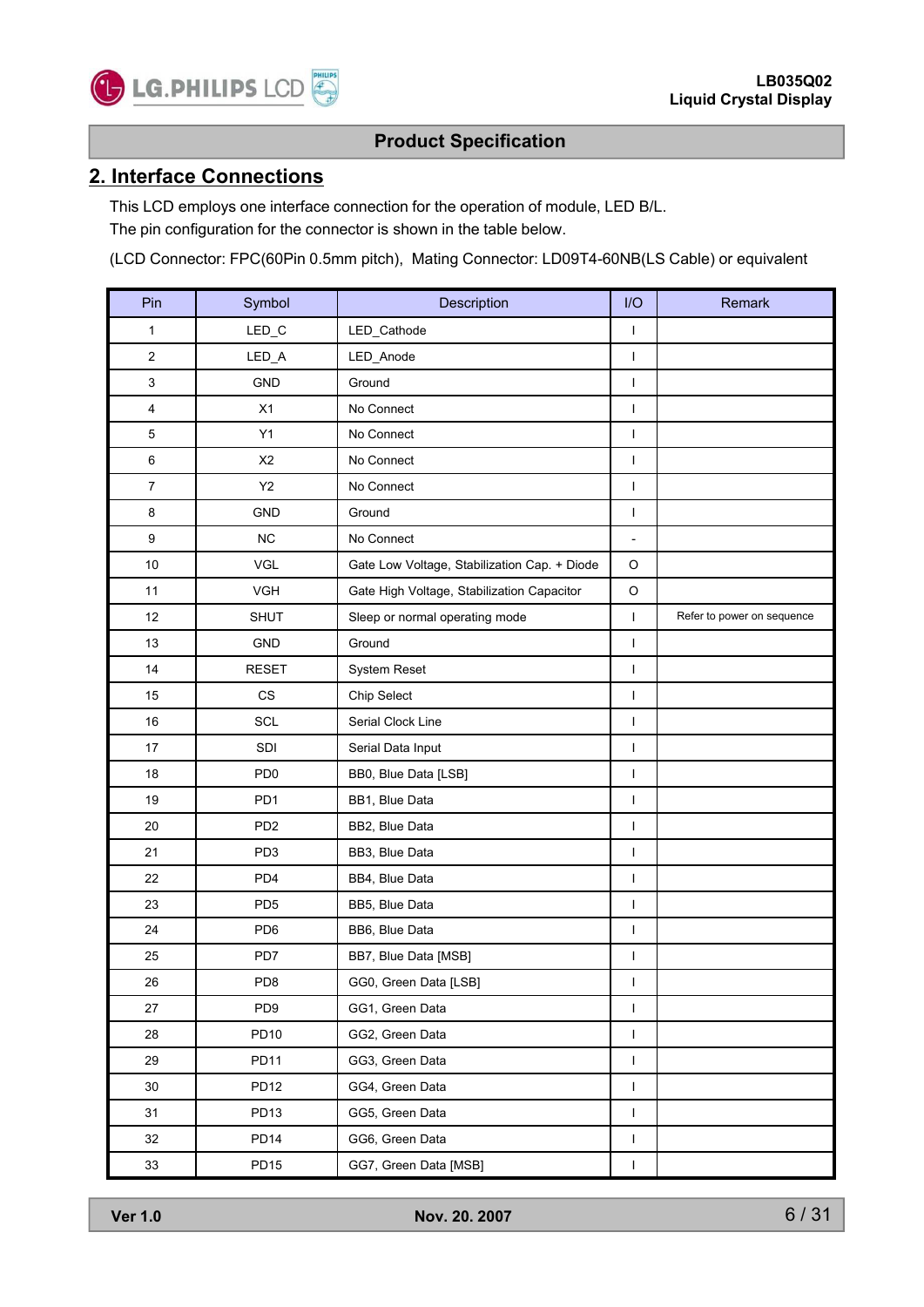## 2. Interface Connections

This LCD employs one interface connection for the operation of module, LED B/L.
The pin configuration for the connector is shown in the table below.

(LCD Connector: FPC(60Pin 0.5mm pitch), Mating Connector: LD09T4-60NB(LS Cable) or equivalent

| Pin | Symbol | Description | I/O | Remark |
|---|---|---|---|---|
| 1 | LED_C | LED_Cathode | I | |
| 2 | LED_A | LED_Anode | I | |
| 3 | GND | Ground | I | |
| 4 | X1 | No Connect | I | |
| 5 | Y1 | No Connect | I | |
| 6 | X2 | No Connect | I | |
| 7 | Y2 | No Connect | I | |
| 8 | GND | Ground | I | |
| 9 | NC | No Connect | - | |
| 10 | VGL | Gate Low Voltage, Stabilization Cap. + Diode | O | |
| 11 | VGH | Gate High Voltage, Stabilization Capacitor | O | |
| 12 | SHUT | Sleep or normal operating mode | I | Refer to power on sequence |
| 13 | GND | Ground | I | |
| 14 | RESET | System Reset | I | |
| 15 | CS | Chip Select | I | |
| 16 | SCL | Serial Clock Line | I | |
| 17 | SDI | Serial Data Input | I | |
| 18 | PD0 | BB0, Blue Data [LSB] | I | |
| 19 | PD1 | BB1, Blue Data | I | |
| 20 | PD2 | BB2, Blue Data | I | |
| 21 | PD3 | BB3, Blue Data | I | |
| 22 | PD4 | BB4, Blue Data | I | |
| 23 | PD5 | BB5, Blue Data | I | |
| 24 | PD6 | BB6, Blue Data | I | |
| 25 | PD7 | BB7, Blue Data [MSB] | I | |
| 26 | PD8 | GG0, Green Data [LSB] | I | |
| 27 | PD9 | GG1, Green Data | I | |
| 28 | PD10 | GG2, Green Data | I | |
| 29 | PD11 | GG3, Green Data | I | |
| 30 | PD12 | GG4, Green Data | I | |
| 31 | PD13 | GG5, Green Data | I | |
| 32 | PD14 | GG6, Green Data | I | |
| 33 | PD15 | GG7, Green Data [MSB] | I | |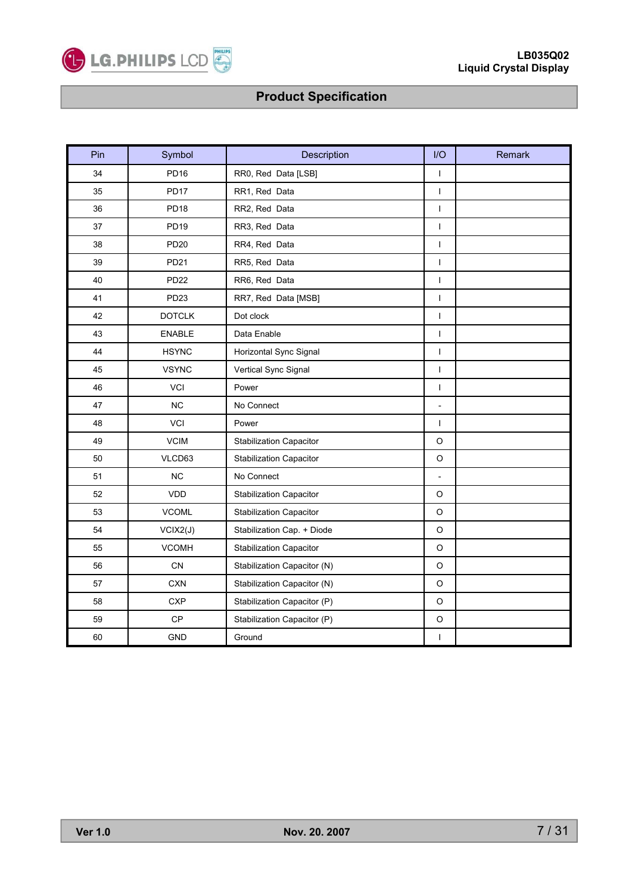| Pin | Symbol | Description | I/O | Remark |
|---|---|---|---|---|
| 34 | PD16 | RR0, Red Data [LSB] | I | |
| 35 | PD17 | RR1, Red Data | I | |
| 36 | PD18 | RR2, Red Data | I | |
| 37 | PD19 | RR3, Red Data | I | |
| 38 | PD20 | RR4, Red Data | I | |
| 39 | PD21 | RR5, Red Data | I | |
| 40 | PD22 | RR6, Red Data | I | |
| 41 | PD23 | RR7, Red Data [MSB] | I | |
| 42 | DOTCLK | Dot clock | I | |
| 43 | ENABLE | Data Enable | I | |
| 44 | HSYNC | Horizontal Sync Signal | I | |
| 45 | VSYNC | Vertical Sync Signal | I | |
| 46 | VCI | Power | I | |
| 47 | NC | No Connect | - | |
| 48 | VCI | Power | I | |
| 49 | VCIM | Stabilization Capacitor | O | |
| 50 | VLCD63 | Stabilization Capacitor | O | |
| 51 | NC | No Connect | - | |
| 52 | VDD | Stabilization Capacitor | O | |
| 53 | VCOML | Stabilization Capacitor | O | |
| 54 | VCIX2(J) | Stabilization Cap. + Diode | O | |
| 55 | VCOMH | Stabilization Capacitor | O | |
| 56 | CN | Stabilization Capacitor (N) | O | |
| 57 | CXN | Stabilization Capacitor (N) | O | |
| 58 | CXP | Stabilization Capacitor (P) | O | |
| 59 | CP | Stabilization Capacitor (P) | O | |
| 60 | GND | Ground | I | |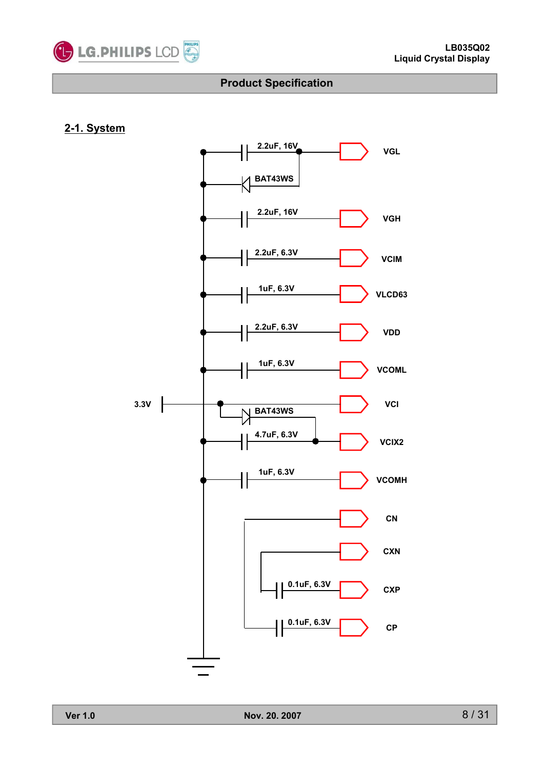## 2-1. System

2.2uF, 16V

BAT43WS

VGL

2.2uF, 16V

VGH

2.2uF, 6.3V

VCIM

1uF, 6.3V

VLCD63

2.2uF, 6.3V

VDD

1uF, 6.3V

VCOML

3.3V

VCI

BAT43WS

4.7uF, 6.3V

VCIX2

1uF, 6.3V

VCOMH

CN

CXN

0.1uF, 6.3V

CXP

0.1uF, 6.3V

CP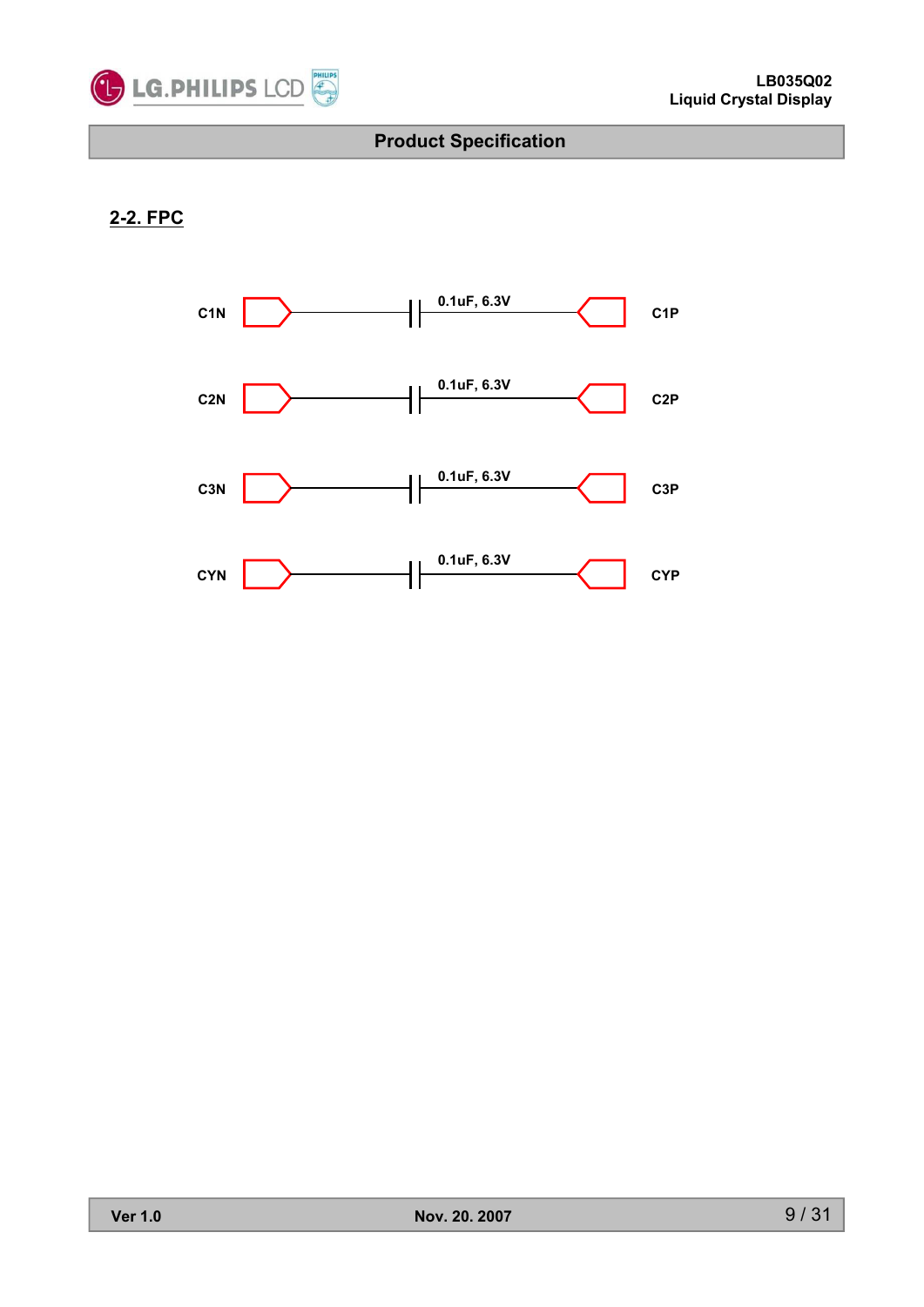## 2-2. FPC

| Pin | Capacitor | Pin |
| --- | --- | --- |
| C1N | 0.1uF, 6.3V | C1P |
| C2N | 0.1uF, 6.3V | C2P |
| C3N | 0.1uF, 6.3V | C3P |
| CYN | 0.1uF, 6.3V | CYP |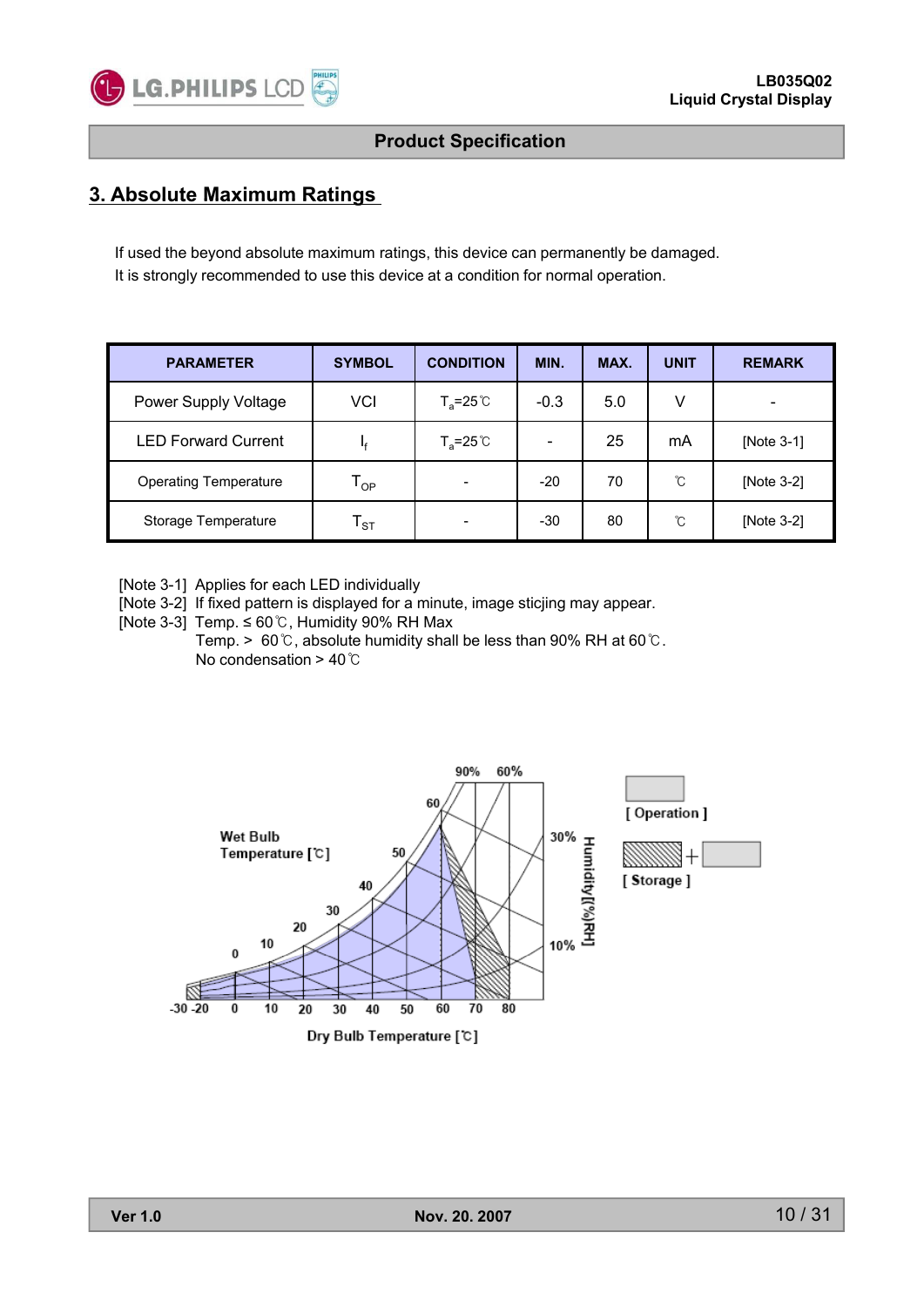## 3. Absolute Maximum Ratings

If used the beyond absolute maximum ratings, this device can permanently be damaged.
It is strongly recommended to use this device at a condition for normal operation.

| PARAMETER | SYMBOL | CONDITION | MIN. | MAX. | UNIT | REMARK |
|---|---|---|---|---|---|---|
| Power Supply Voltage | VCI | $T_a$=25℃ | -0.3 | 5.0 | V | - |
| LED Forward Current | $I_f$ | $T_a$=25℃ | - | 25 | mA | [Note 3-1] |
| Operating Temperature | $T_{OP}$ | - | -20 | 70 | ℃ | [Note 3-2] |
| Storage Temperature | $T_{ST}$ | - | -30 | 80 | ℃ | [Note 3-2] |

[Note 3-1] Applies for each LED individually
[Note 3-2] If fixed pattern is displayed for a minute, image sticjing may appear.
[Note 3-3] Temp. ≤ 60℃, Humidity 90% RH Max
Temp. > 60℃, absolute humidity shall be less than 90% RH at 60℃.
No condensation > 40℃

Wet Bulb Temperature [℃]

Humidity[(%)RH]

[ Operation ]

[ Storage ]

Dry Bulb Temperature [℃]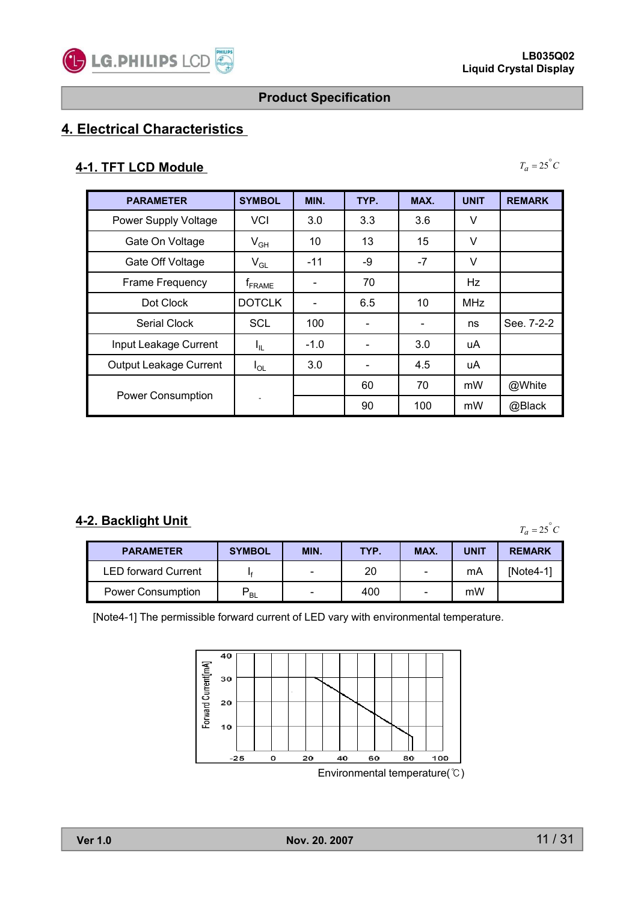## 4. Electrical Characteristics

### 4-1. TFT LCD Module

$T_a = 25^{\circ}C$

| PARAMETER | SYMBOL | MIN. | TYP. | MAX. | UNIT | REMARK |
|---|---|---|---|---|---|---|
| Power Supply Voltage | VCI | 3.0 | 3.3 | 3.6 | V | |
| Gate On Voltage | $V_{GH}$ | 10 | 13 | 15 | V | |
| Gate Off Voltage | $V_{GL}$ | -11 | -9 | -7 | V | |
| Frame Frequency | $f_{FRAME}$ | - | 70 | | Hz | |
| Dot Clock | DOTCLK | - | 6.5 | 10 | MHz | |
| Serial Clock | SCL | 100 | - | - | ns | See. 7-2-2 |
| Input Leakage Current | $I_{IL}$ | -1.0 | - | 3.0 | uA | |
| Output Leakage Current | $I_{OL}$ | 3.0 | - | 4.5 | uA | |
| Power Consumption | - | | 60 | 70 | mW | @White |
| | | | 90 | 100 | mW | @Black |

### 4-2. Backlight Unit

$T_a = 25^{\circ}C$

| PARAMETER | SYMBOL | MIN. | TYP. | MAX. | UNIT | REMARK |
|---|---|---|---|---|---|---|
| LED forward Current | $I_f$ | - | 20 | - | mA | [Note4-1] |
| Power Consumption | $P_{BL}$ | - | 400 | - | mW | |

[Note4-1] The permissible forward current of LED vary with environmental temperature.

Forward Current[mA]

Environmental temperature(℃)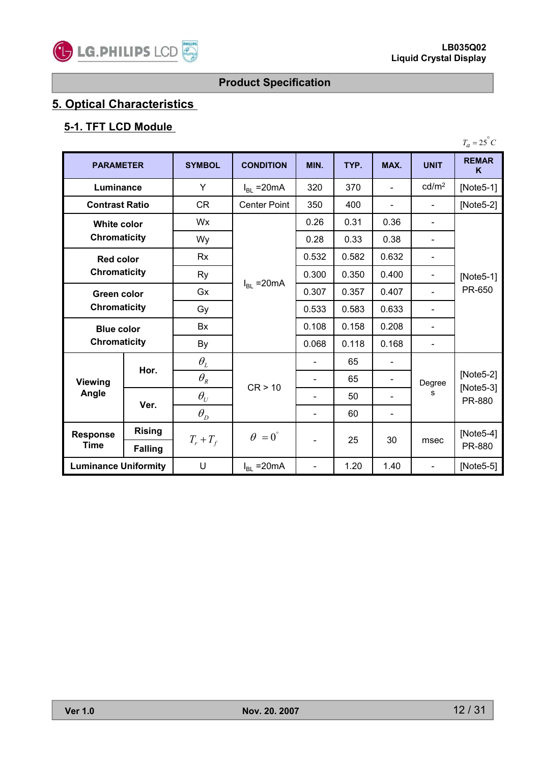## 5. Optical Characteristics

### 5-1. TFT LCD Module

$T_a = 25^{\circ}C$

| PARAMETER | | SYMBOL | CONDITION | MIN. | TYP. | MAX. | UNIT | REMARK |
|---|---|---|---|---|---|---|---|---|
| Luminance | | Y | $I_{BL}$ =20mA | 320 | 370 | - | cd/m² | [Note5-1] |
| Contrast Ratio | | CR | Center Point | 350 | 400 | - | - | [Note5-2] |
| White color Chromaticity | | Wx | $I_{BL}$ =20mA | 0.26 | 0.31 | 0.36 | - | [Note5-1] PR-650 |
| | | Wy | | 0.28 | 0.33 | 0.38 | - | |
| Red color Chromaticity | | Rx | | 0.532 | 0.582 | 0.632 | - | |
| | | Ry | | 0.300 | 0.350 | 0.400 | - | |
| Green color Chromaticity | | Gx | | 0.307 | 0.357 | 0.407 | - | |
| | | Gy | | 0.533 | 0.583 | 0.633 | - | |
| Blue color Chromaticity | | Bx | | 0.108 | 0.158 | 0.208 | - | |
| | | By | | 0.068 | 0.118 | 0.168 | - | |
| Viewing Angle | Hor. | $\theta_L$ | CR > 10 | - | 65 | - | Degrees | [Note5-2] [Note5-3] PR-880 |
| | | $\theta_R$ | | - | 65 | - | | |
| | Ver. | $\theta_U$ | | - | 50 | - | | |
| | | $\theta_D$ | | - | 60 | - | | |
| Response Time | Rising / Falling | $T_r + T_f$ | $\theta = 0^{\circ}$ | - | 25 | 30 | msec | [Note5-4] PR-880 |
| Luminance Uniformity | | U | $I_{BL}$ =20mA | - | 1.20 | 1.40 | - | [Note5-5] |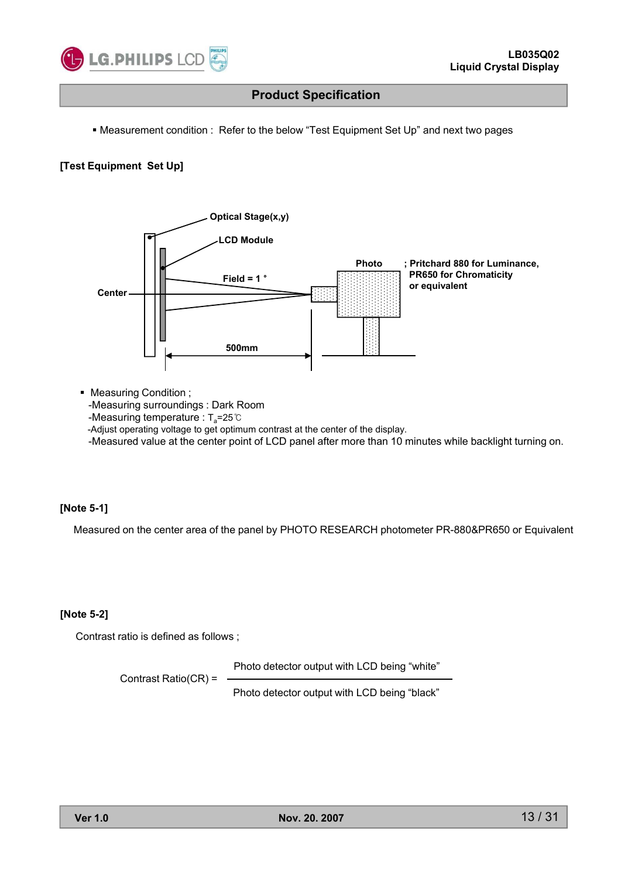## Product Specification

- Measurement condition : Refer to the below “Test Equipment Set Up” and next two pages

**[Test Equipment Set Up]**

Optical Stage(x,y)

LCD Module

Photo ; Pritchard 880 for Luminance, PR650 for Chromaticity or equivalent

Field = 1 °

Center

500mm

- Measuring Condition ;
  - -Measuring surroundings : Dark Room
  - -Measuring temperature : $T_a$=25℃
  - -Adjust operating voltage to get optimum contrast at the center of the display.
  - -Measured value at the center point of LCD panel after more than 10 minutes while backlight turning on.

**[Note 5-1]**

Measured on the center area of the panel by PHOTO RESEARCH photometer PR-880&PR650 or Equivalent

**[Note 5-2]**

Contrast ratio is defined as follows ;

$$\text{Contrast Ratio(CR)} = \frac{\text{Photo detector output with LCD being “white”}}{\text{Photo detector output with LCD being “black”}}$$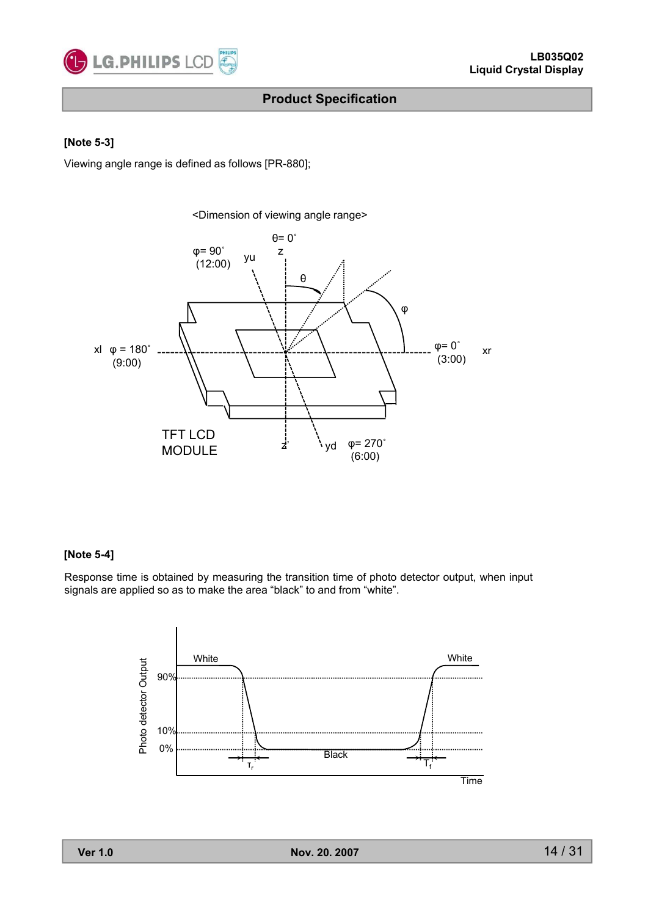**[Note 5-3]**

Viewing angle range is defined as follows [PR-880];

<Dimension of viewing angle range>

**[Note 5-4]**

Response time is obtained by measuring the transition time of photo detector output, when input signals are applied so as to make the area “black” to and from “white”.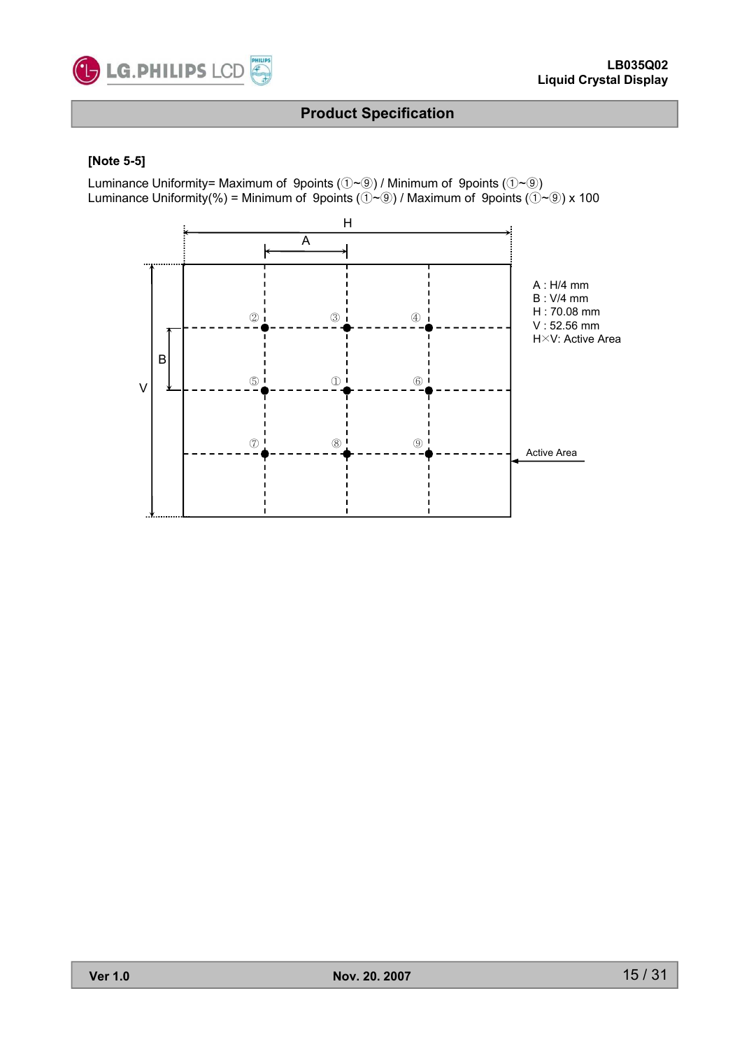**[Note 5-5]**

Luminance Uniformity= Maximum of 9points (①~⑨) / Minimum of 9points (①~⑨)
Luminance Uniformity(%) = Minimum of 9points (①~⑨) / Maximum of 9points (①~⑨) x 100

H

A

② ③ ④

⑤ ① ⑥

⑦ ⑧ ⑨

B

V

A : H/4 mm
B : V/4 mm
H : 70.08 mm
V : 52.56 mm
H×V: Active Area

Active Area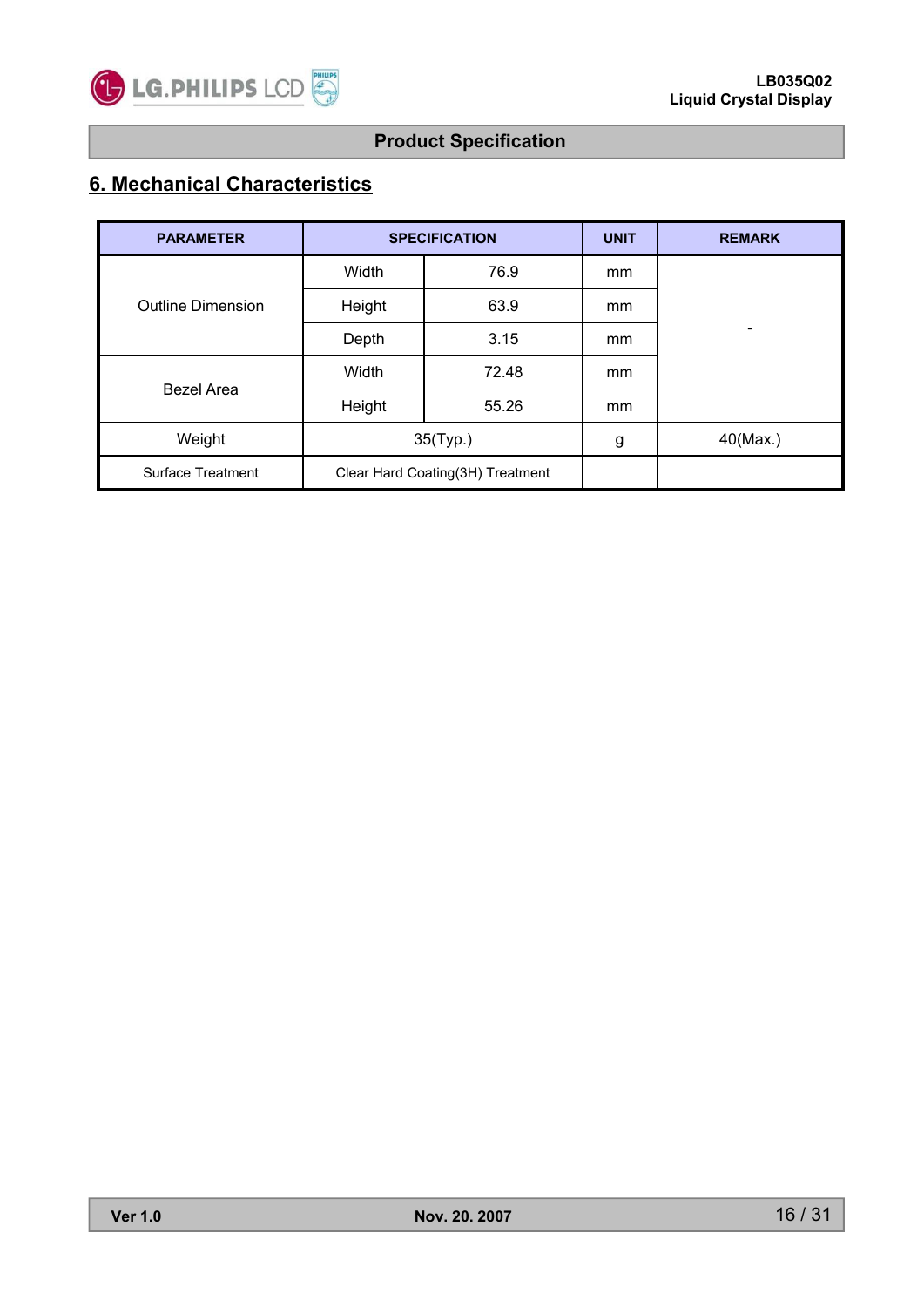## 6. Mechanical Characteristics

| PARAMETER | SPECIFICATION | | UNIT | REMARK |
|---|---|---|---|---|
| Outline Dimension | Width | 76.9 | mm | - |
| | Height | 63.9 | mm | |
| | Depth | 3.15 | mm | |
| Bezel Area | Width | 72.48 | mm | |
| | Height | 55.26 | mm | |
| Weight | 35(Typ.) | | g | 40(Max.) |
| Surface Treatment | Clear Hard Coating(3H) Treatment | | | |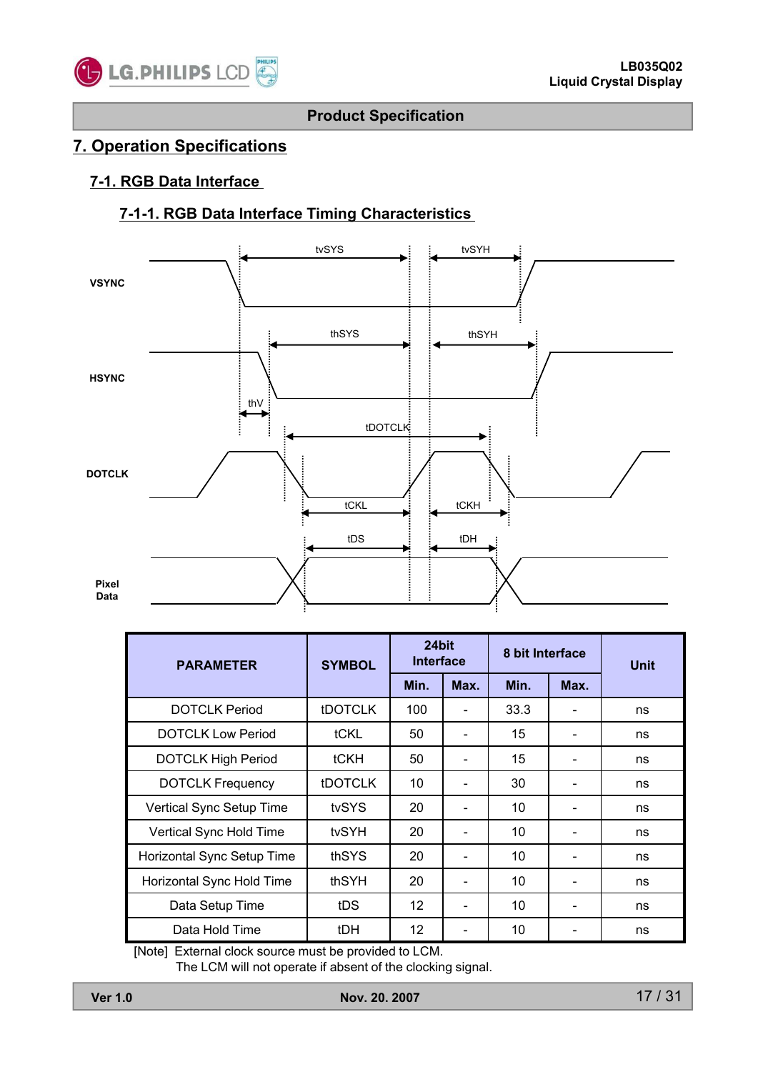## 7. Operation Specifications

### 7-1. RGB Data Interface

#### 7-1-1. RGB Data Interface Timing Characteristics

| PARAMETER | SYMBOL | 24bit Interface | | 8 bit Interface | | Unit |
|---|---|---|---|---|---|---|
| | | Min. | Max. | Min. | Max. | |
| DOTCLK Period | tDOTCLK | 100 | - | 33.3 | - | ns |
| DOTCLK Low Period | tCKL | 50 | - | 15 | - | ns |
| DOTCLK High Period | tCKH | 50 | - | 15 | - | ns |
| DOTCLK Frequency | tDOTCLK | 10 | - | 30 | - | ns |
| Vertical Sync Setup Time | tvSYS | 20 | - | 10 | - | ns |
| Vertical Sync Hold Time | tvSYH | 20 | - | 10 | - | ns |
| Horizontal Sync Setup Time | thSYS | 20 | - | 10 | - | ns |
| Horizontal Sync Hold Time | thSYH | 20 | - | 10 | - | ns |
| Data Setup Time | tDS | 12 | - | 10 | - | ns |
| Data Hold Time | tDH | 12 | - | 10 | - | ns |

[Note] External clock source must be provided to LCM.
The LCM will not operate if absent of the clocking signal.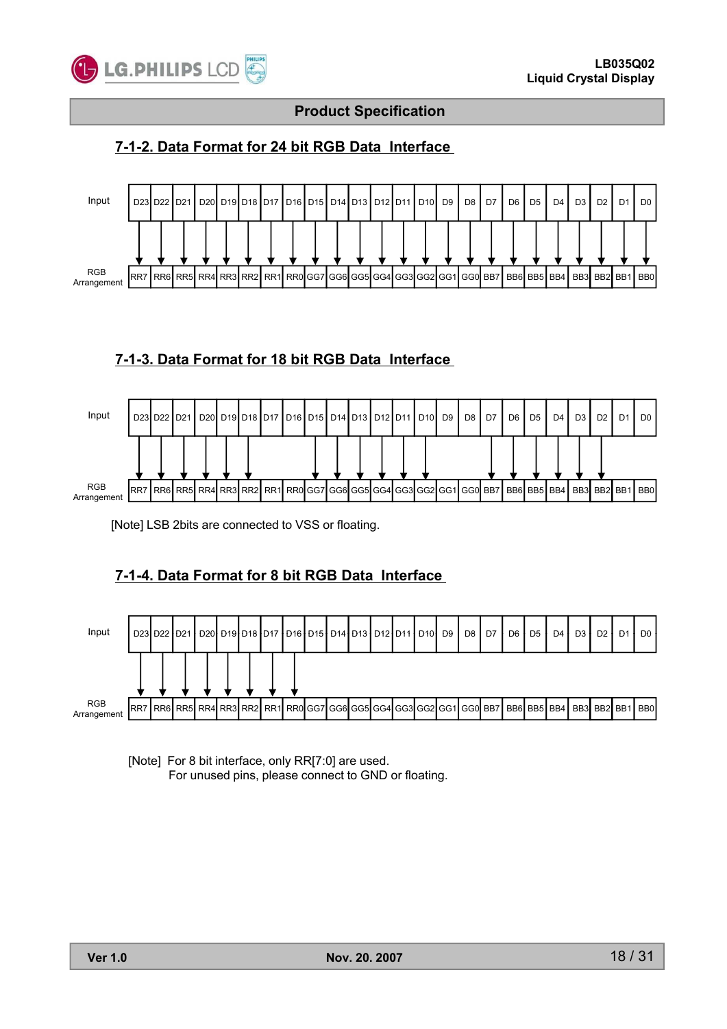### 7-1-2. Data Format for 24 bit RGB Data Interface

| Input | D23 | D22 | D21 | D20 | D19 | D18 | D17 | D16 | D15 | D14 | D13 | D12 | D11 | D10 | D9 | D8 | D7 | D6 | D5 | D4 | D3 | D2 | D1 | D0 |
|---|---|---|---|---|---|---|---|---|---|---|---|---|---|---|---|---|---|---|---|---|---|---|---|---|
| | ↓ | ↓ | ↓ | ↓ | ↓ | ↓ | ↓ | ↓ | ↓ | ↓ | ↓ | ↓ | ↓ | ↓ | ↓ | ↓ | ↓ | ↓ | ↓ | ↓ | ↓ | ↓ | ↓ | ↓ |
| RGB Arrangement | RR7 | RR6 | RR5 | RR4 | RR3 | RR2 | RR1 | RR0 | GG7 | GG6 | GG5 | GG4 | GG3 | GG2 | GG1 | GG0 | BB7 | BB6 | BB5 | BB4 | BB3 | BB2 | BB1 | BB0 |

### 7-1-3. Data Format for 18 bit RGB Data Interface

| Input | D23 | D22 | D21 | D20 | D19 | D18 | D17 | D16 | D15 | D14 | D13 | D12 | D11 | D10 | D9 | D8 | D7 | D6 | D5 | D4 | D3 | D2 | D1 | D0 |
|---|---|---|---|---|---|---|---|---|---|---|---|---|---|---|---|---|---|---|---|---|---|---|---|---|
| | ↓ | ↓ | ↓ | ↓ | ↓ | ↓ | | | ↓ | ↓ | ↓ | ↓ | ↓ | ↓ | | | ↓ | ↓ | ↓ | ↓ | ↓ | ↓ | | |
| RGB Arrangement | RR7 | RR6 | RR5 | RR4 | RR3 | RR2 | RR1 | RR0 | GG7 | GG6 | GG5 | GG4 | GG3 | GG2 | GG1 | GG0 | BB7 | BB6 | BB5 | BB4 | BB3 | BB2 | BB1 | BB0 |

[Note] LSB 2bits are connected to VSS or floating.

### 7-1-4. Data Format for 8 bit RGB Data Interface

| Input | D23 | D22 | D21 | D20 | D19 | D18 | D17 | D16 | D15 | D14 | D13 | D12 | D11 | D10 | D9 | D8 | D7 | D6 | D5 | D4 | D3 | D2 | D1 | D0 |
|---|---|---|---|---|---|---|---|---|---|---|---|---|---|---|---|---|---|---|---|---|---|---|---|---|
| | ↓ | ↓ | ↓ | ↓ | ↓ | ↓ | ↓ | ↓ | | | | | | | | | | | | | | | | |
| RGB Arrangement | RR7 | RR6 | RR5 | RR4 | RR3 | RR2 | RR1 | RR0 | GG7 | GG6 | GG5 | GG4 | GG3 | GG2 | GG1 | GG0 | BB7 | BB6 | BB5 | BB4 | BB3 | BB2 | BB1 | BB0 |

[Note] For 8 bit interface, only RR[7:0] are used.
For unused pins, please connect to GND or floating.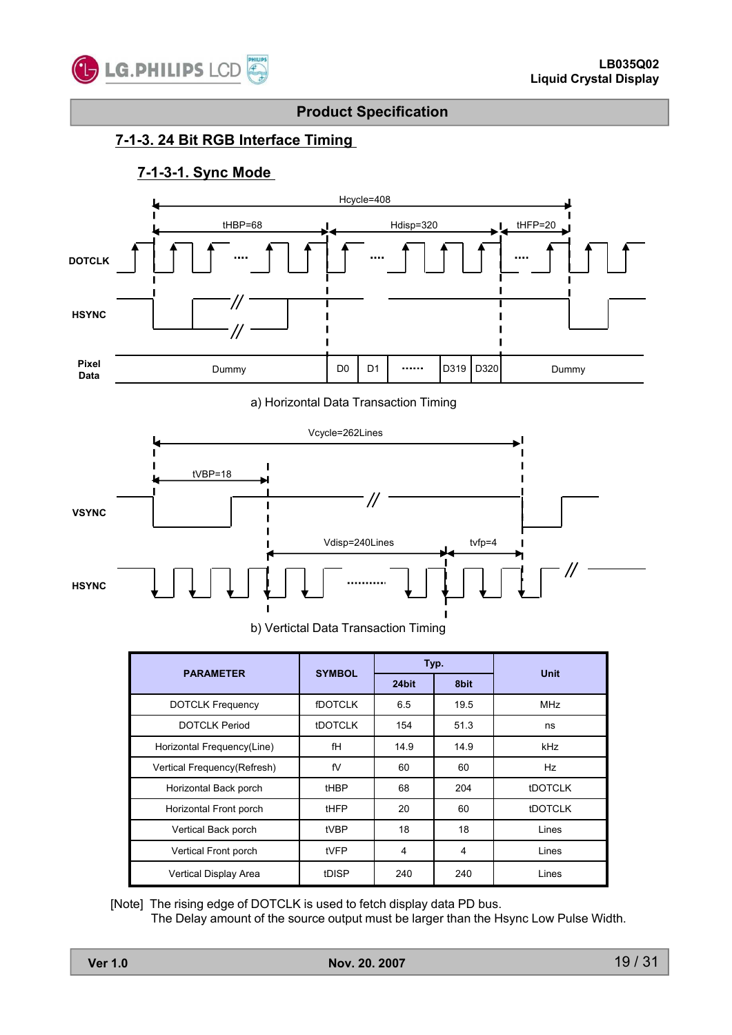## Product Specification

### 7-1-3. 24 Bit RGB Interface Timing

#### 7-1-3-1. Sync Mode

Hcycle=408

tHBP=68 Hdisp=320 tHFP=20

DOTCLK

HSYNC

Pixel Data: Dummy | D0 | D1 | ······ | D319 | D320 | Dummy

a) Horizontal Data Transaction Timing

Vcycle=262Lines

tVBP=18

VSYNC

Vdisp=240Lines tvfp=4

HSYNC

b) Vertictal Data Transaction Timing

| PARAMETER | SYMBOL | Typ. | | Unit |
|---|---|---|---|---|
| | | 24bit | 8bit | |
| DOTCLK Frequency | fDOTCLK | 6.5 | 19.5 | MHz |
| DOTCLK Period | tDOTCLK | 154 | 51.3 | ns |
| Horizontal Frequency(Line) | fH | 14.9 | 14.9 | kHz |
| Vertical Frequency(Refresh) | fV | 60 | 60 | Hz |
| Horizontal Back porch | tHBP | 68 | 204 | tDOTCLK |
| Horizontal Front porch | tHFP | 20 | 60 | tDOTCLK |
| Vertical Back porch | tVBP | 18 | 18 | Lines |
| Vertical Front porch | tVFP | 4 | 4 | Lines |
| Vertical Display Area | tDISP | 240 | 240 | Lines |

[Note] The rising edge of DOTCLK is used to fetch display data PD bus.
The Delay amount of the source output must be larger than the Hsync Low Pulse Width.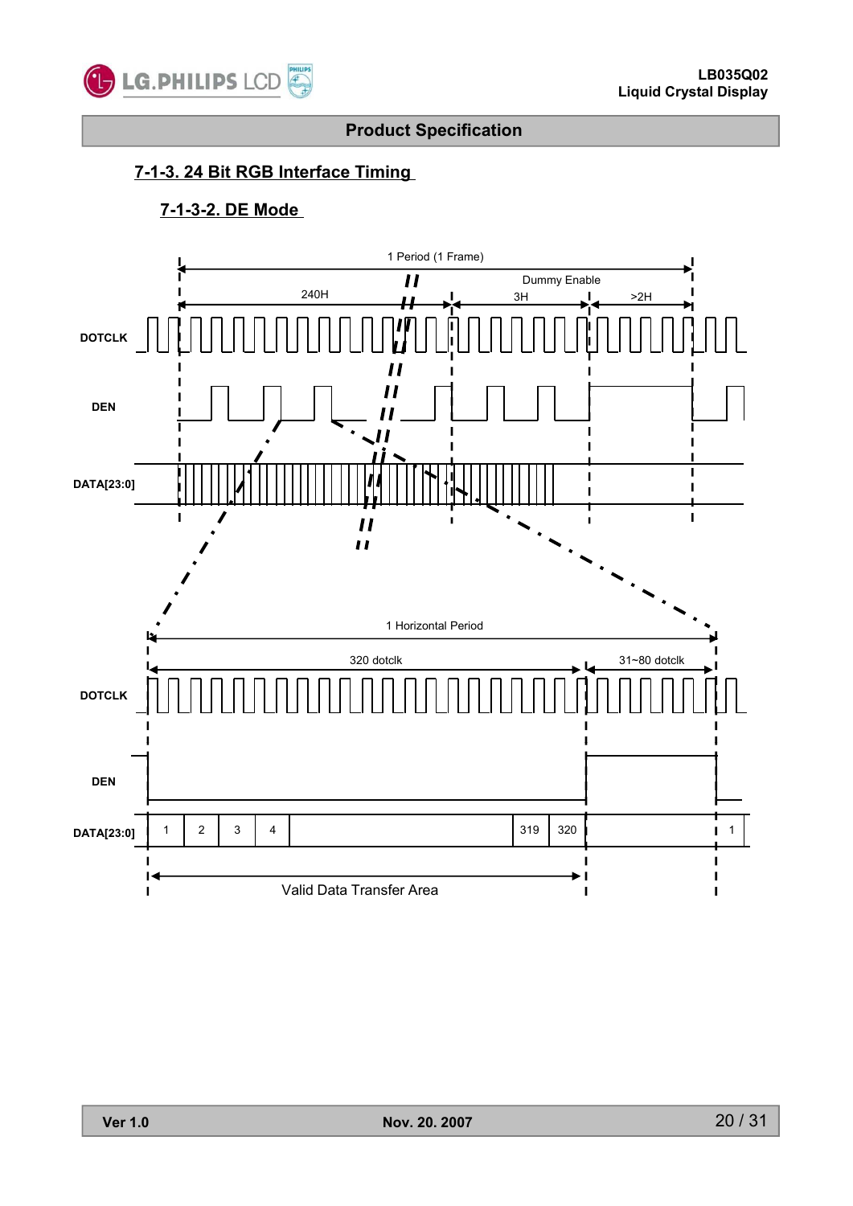## 7-1-3. 24 Bit RGB Interface Timing

### 7-1-3-2. DE Mode

1 Period (1 Frame)

Dummy Enable

240H

3H

>2H

DOTCLK

DEN

DATA[23:0]

1 Horizontal Period

320 dotclk

31~80 dotclk

DOTCLK

DEN

DATA[23:0]

1 2 3 4 319 320 1

Valid Data Transfer Area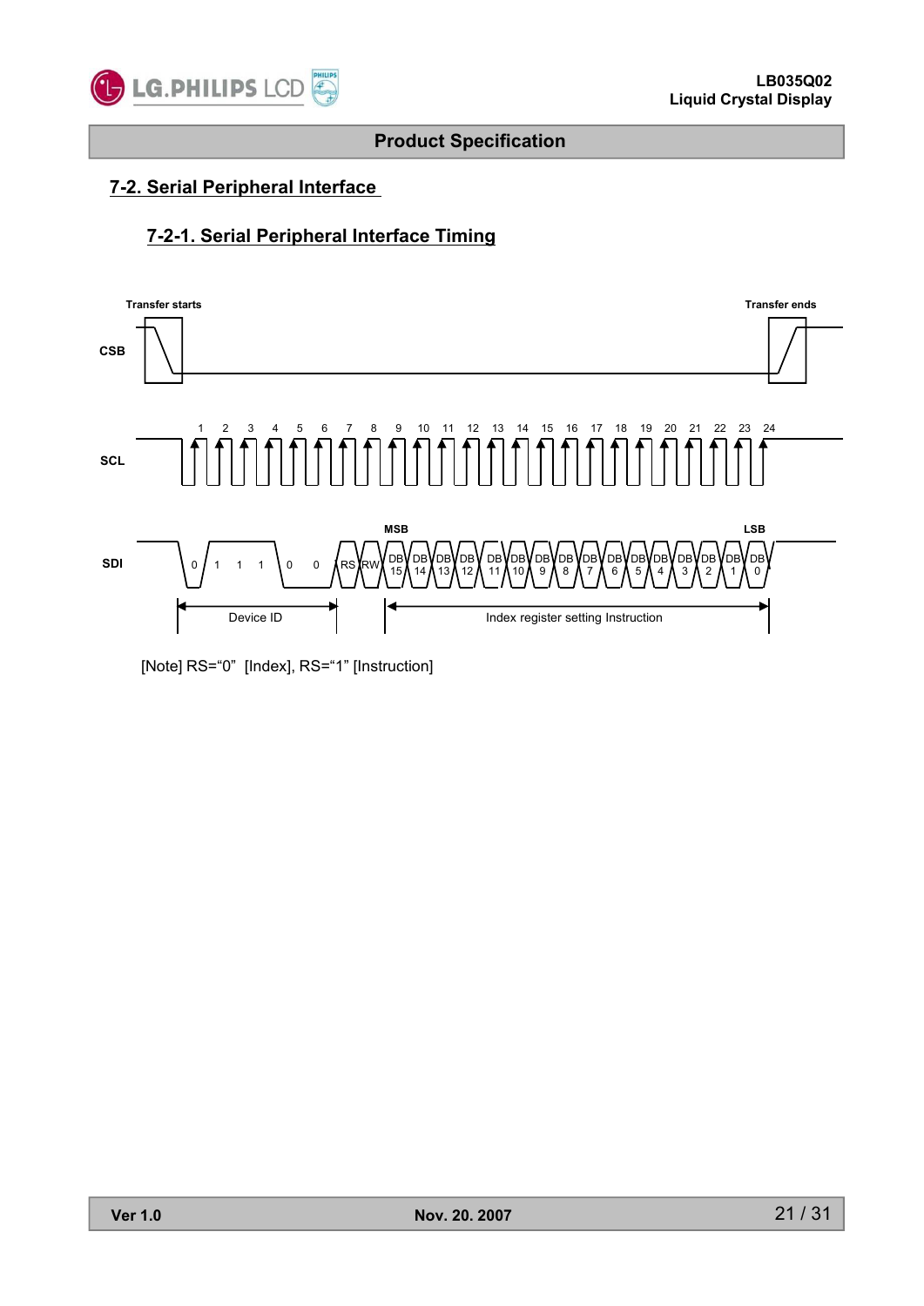## 7-2. Serial Peripheral Interface

### 7-2-1. Serial Peripheral Interface Timing

Transfer starts

Transfer ends

CSB

SCL

1 2 3 4 5 6 7 8 9 10 11 12 13 14 15 16 17 18 19 20 21 22 23 24

SDI

MSB

LSB

0 1 1 1 0 0 RS RW DB15 DB14 DB13 DB12 DB11 DB10 DB9 DB8 DB7 DB6 DB5 DB4 DB3 DB2 DB1 DB0

Device ID

Index register setting Instruction

[Note] RS="0" [Index], RS="1" [Instruction]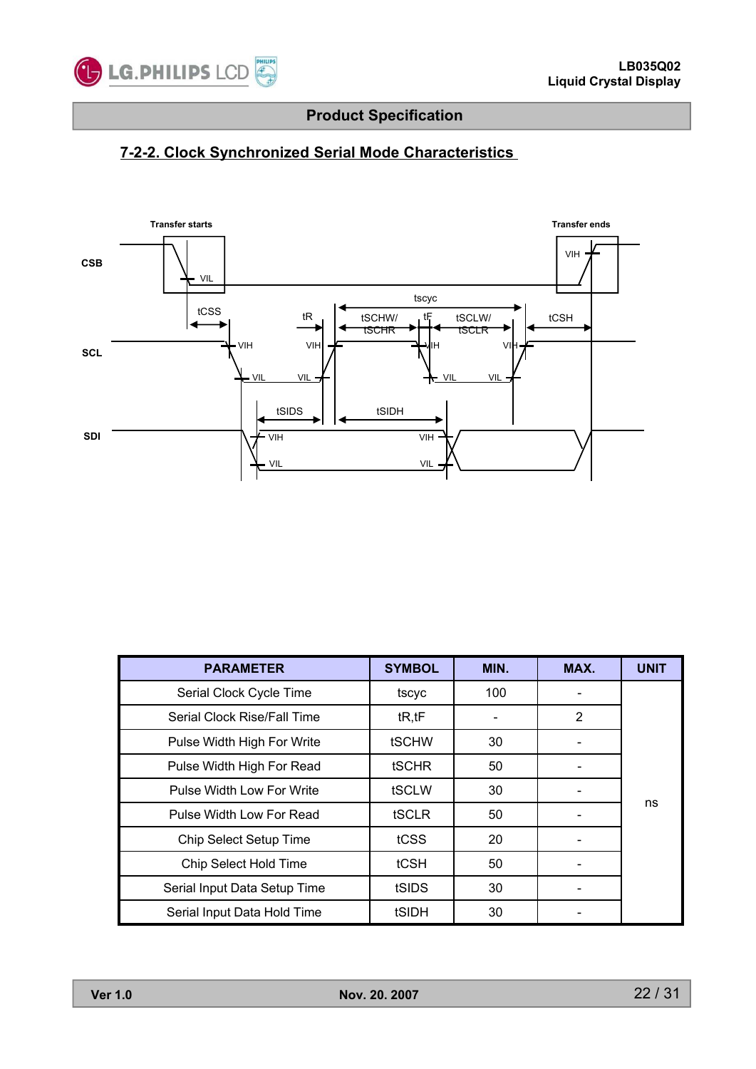## 7-2-2. Clock Synchronized Serial Mode Characteristics

Transfer starts

Transfer ends

CSB

SCL

SDI

VIL

VIH

tCSS

tR

tscyc

tSCHW/ tSCHR

tF

tSCLW/ tSCLR

tCSH

tSIDS

tSIDH

| PARAMETER | SYMBOL | MIN. | MAX. | UNIT |
|---|---|---|---|---|
| Serial Clock Cycle Time | tscyc | 100 | - | ns |
| Serial Clock Rise/Fall Time | tR,tF | - | 2 | |
| Pulse Width High For Write | tSCHW | 30 | - | |
| Pulse Width High For Read | tSCHR | 50 | - | |
| Pulse Width Low For Write | tSCLW | 30 | - | |
| Pulse Width Low For Read | tSCLR | 50 | - | |
| Chip Select Setup Time | tCSS | 20 | - | |
| Chip Select Hold Time | tCSH | 50 | - | |
| Serial Input Data Setup Time | tSIDS | 30 | - | |
| Serial Input Data Hold Time | tSIDH | 30 | - | |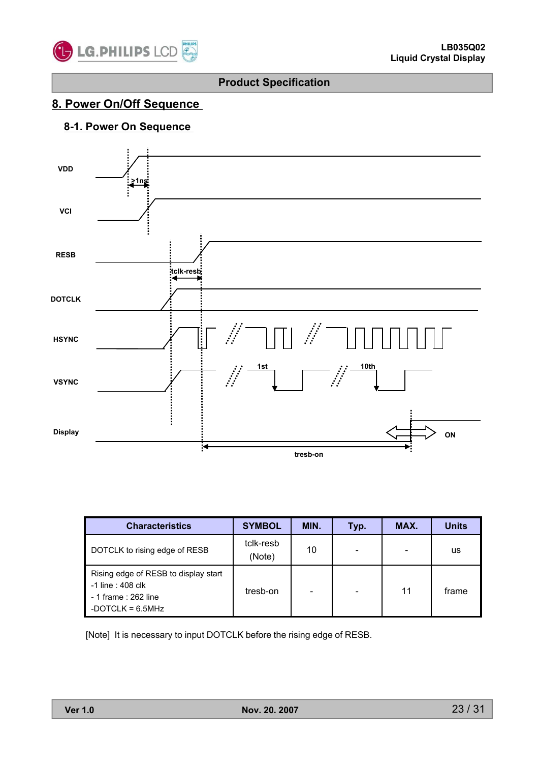## 8. Power On/Off Sequence

### 8-1. Power On Sequence

VDD

>1ns

VCI

RESB

tclk-resb

DOTCLK

HSYNC

VSYNC

1st

10th

Display

ON

tresb-on

| Characteristics | SYMBOL | MIN. | Typ. | MAX. | Units |
|---|---|---|---|---|---|
| DOTCLK to rising edge of RESB | tclk-resb (Note) | 10 | - | - | us |
| Rising edge of RESB to display start<br>-1 line : 408 clk<br>- 1 frame : 262 line<br>-DOTCLK = 6.5MHz | tresb-on | - | - | 11 | frame |

[Note] It is necessary to input DOTCLK before the rising edge of RESB.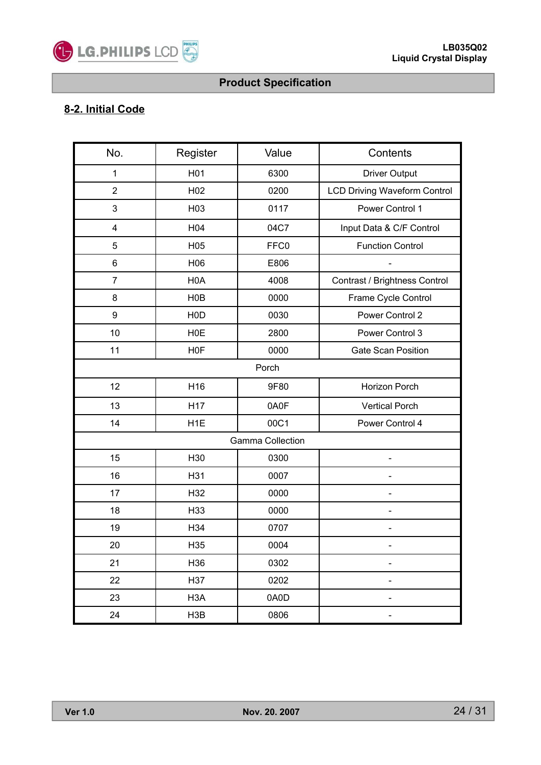## 8-2. Initial Code

| No. | Register | Value | Contents |
|---|---|---|---|
| 1 | H01 | 6300 | Driver Output |
| 2 | H02 | 0200 | LCD Driving Waveform Control |
| 3 | H03 | 0117 | Power Control 1 |
| 4 | H04 | 04C7 | Input Data & C/F Control |
| 5 | H05 | FFC0 | Function Control |
| 6 | H06 | E806 | - |
| 7 | H0A | 4008 | Contrast / Brightness Control |
| 8 | H0B | 0000 | Frame Cycle Control |
| 9 | H0D | 0030 | Power Control 2 |
| 10 | H0E | 2800 | Power Control 3 |
| 11 | H0F | 0000 | Gate Scan Position |
| Porch | | | |
| 12 | H16 | 9F80 | Horizon Porch |
| 13 | H17 | 0A0F | Vertical Porch |
| 14 | H1E | 00C1 | Power Control 4 |
| Gamma Collection | | | |
| 15 | H30 | 0300 | - |
| 16 | H31 | 0007 | - |
| 17 | H32 | 0000 | - |
| 18 | H33 | 0000 | - |
| 19 | H34 | 0707 | - |
| 20 | H35 | 0004 | - |
| 21 | H36 | 0302 | - |
| 22 | H37 | 0202 | - |
| 23 | H3A | 0A0D | - |
| 24 | H3B | 0806 | - |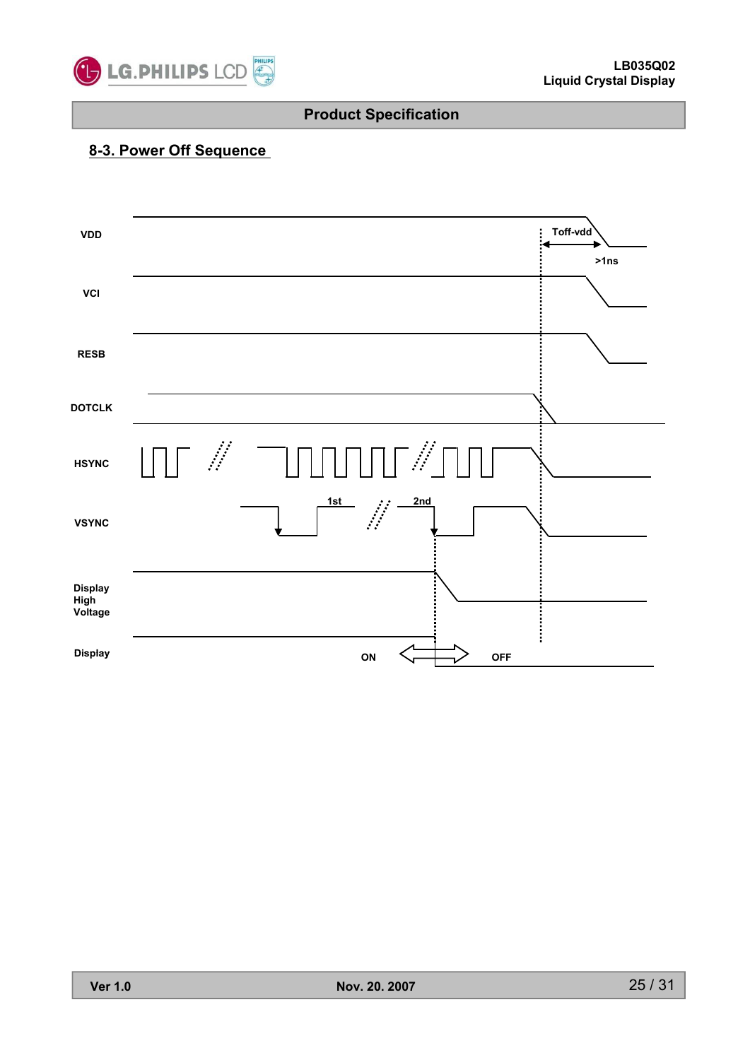## 8-3. Power Off Sequence

VDD

Toff-vdd

>1ns

VCI

RESB

DOTCLK

HSYNC

VSYNC

1st

2nd

Display High Voltage

Display

ON

OFF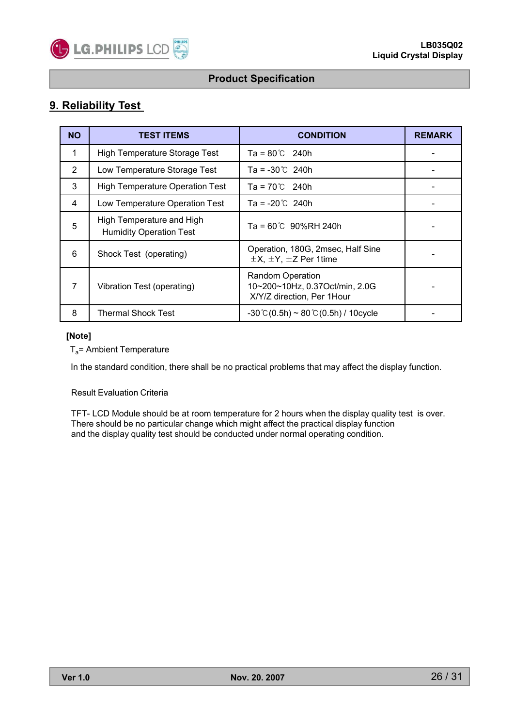## 9. Reliability Test

| NO | TEST ITEMS | CONDITION | REMARK |
|---|---|---|---|
| 1 | High Temperature Storage Test | Ta = 80℃ 240h | - |
| 2 | Low Temperature Storage Test | Ta = -30℃ 240h | - |
| 3 | High Temperature Operation Test | Ta = 70℃ 240h | - |
| 4 | Low Temperature Operation Test | Ta = -20℃ 240h | - |
| 5 | High Temperature and High Humidity Operation Test | Ta = 60℃ 90%RH 240h | - |
| 6 | Shock Test (operating) | Operation, 180G, 2msec, Half Sine ±X, ±Y, ±Z Per 1time | - |
| 7 | Vibration Test (operating) | Random Operation 10~200~10Hz, 0.37Oct/min, 2.0G X/Y/Z direction, Per 1Hour | - |
| 8 | Thermal Shock Test | -30℃(0.5h) ~ 80℃(0.5h) / 10cycle | - |

**[Note]**

$T_a$= Ambient Temperature

In the standard condition, there shall be no practical problems that may affect the display function.

Result Evaluation Criteria

TFT- LCD Module should be at room temperature for 2 hours when the display quality test is over.
There should be no particular change which might affect the practical display function
and the display quality test should be conducted under normal operating condition.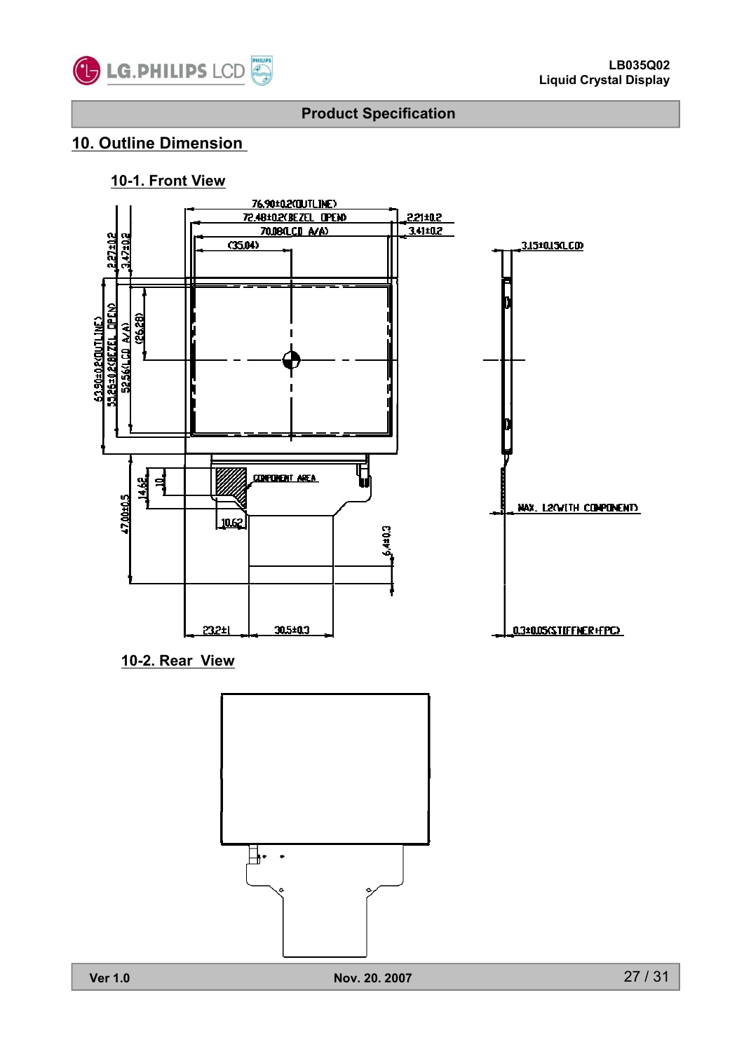## 10. Outline Dimension

### 10-1. Front View

76.90±0.2(OUTLINE)

72.48±0.2(BEZEL OPEN)

70.08(LCD A/A)

(35.04)

2.21±0.2

3.41±0.2

3.15±0.15(LCD)

2.27±0.2

3.47±0.2

63.50±0.2(OUTLINE)

55.26±0.2(BEZEL OPEN)

52.56(LCD A/A)

(26.28)

COMPONENT AREA

14.62

10

10.62

47.00±0.5

6.4±0.3

MAX. 1.2(WITH COMPONENT)

23.2±1

30.5±0.3

0.3±0.05(STIFFNER+FPC)

### 10-2. Rear View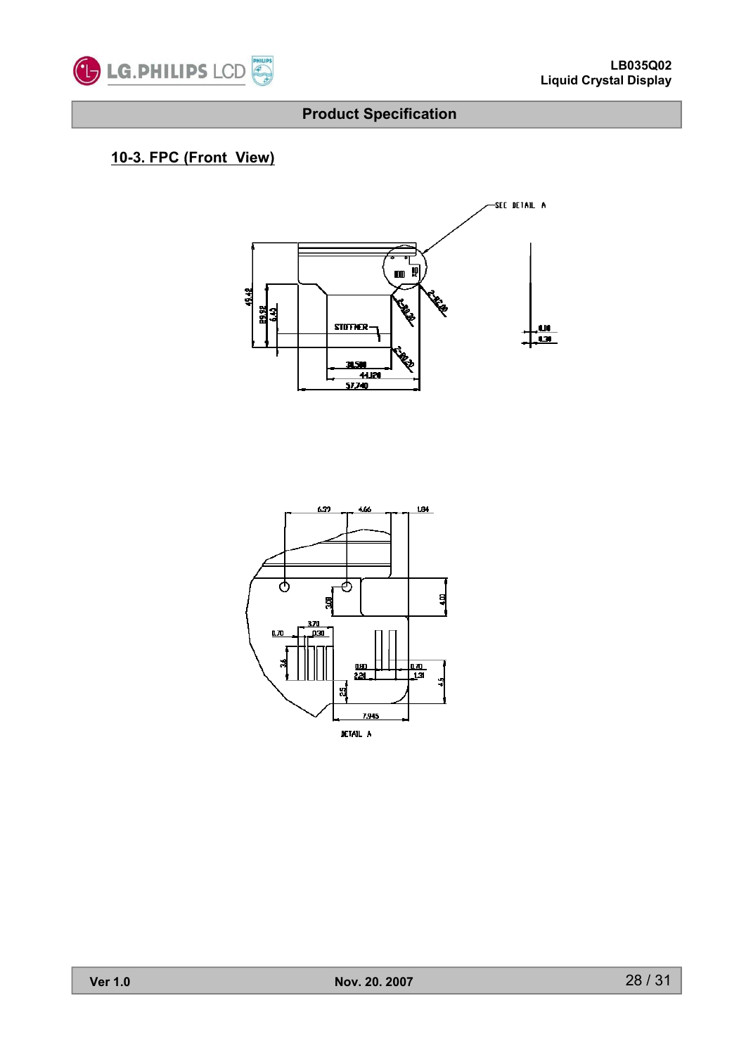## 10-3. FPC (Front View)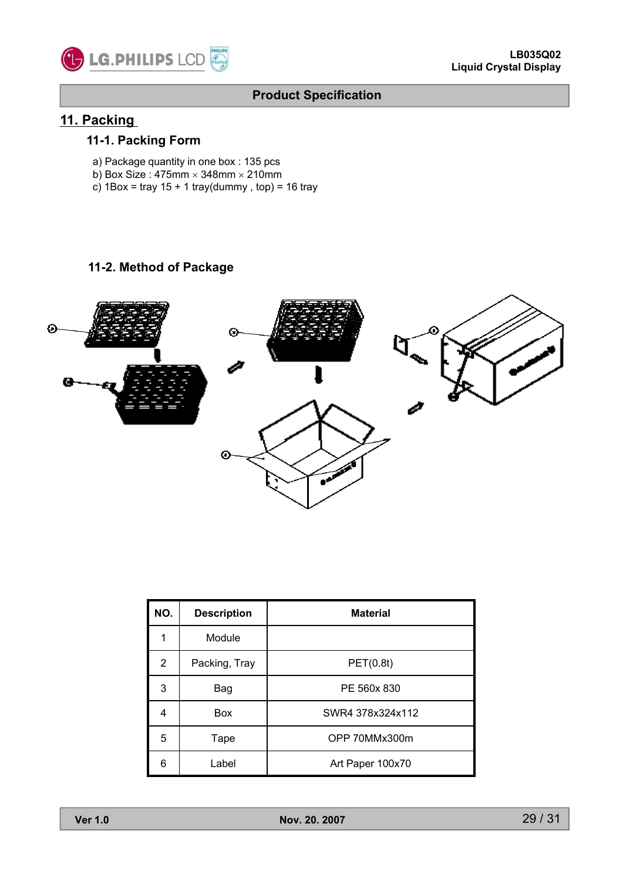## 11. Packing

### 11-1. Packing Form

a) Package quantity in one box : 135 pcs
b) Box Size : 475mm × 348mm × 210mm
c) 1Box = tray 15 + 1 tray(dummy , top) = 16 tray

### 11-2. Method of Package

| NO. | Description | Material |
|---|---|---|
| 1 | Module | |
| 2 | Packing, Tray | PET(0.8t) |
| 3 | Bag | PE 560x 830 |
| 4 | Box | SWR4 378x324x112 |
| 5 | Tape | OPP 70MMx300m |
| 6 | Label | Art Paper 100x70 |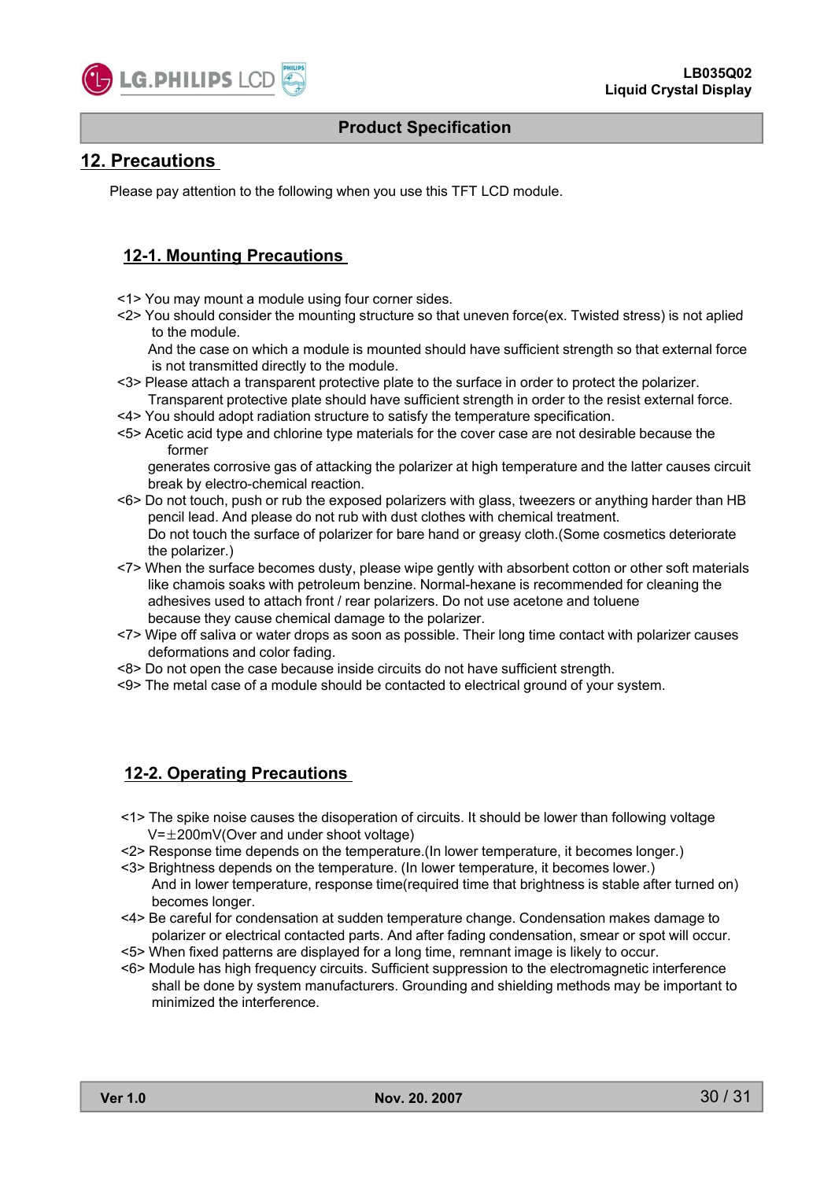## 12. Precautions

Please pay attention to the following when you use this TFT LCD module.

### 12-1. Mounting Precautions

<1> You may mount a module using four corner sides.

<2> You should consider the mounting structure so that uneven force(ex. Twisted stress) is not aplied to the module.
And the case on which a module is mounted should have sufficient strength so that external force is not transmitted directly to the module.

<3> Please attach a transparent protective plate to the surface in order to protect the polarizer.
Transparent protective plate should have sufficient strength in order to the resist external force.

<4> You should adopt radiation structure to satisfy the temperature specification.

<5> Acetic acid type and chlorine type materials for the cover case are not desirable because the former
generates corrosive gas of attacking the polarizer at high temperature and the latter causes circuit break by electro-chemical reaction.

<6> Do not touch, push or rub the exposed polarizers with glass, tweezers or anything harder than HB pencil lead. And please do not rub with dust clothes with chemical treatment.
Do not touch the surface of polarizer for bare hand or greasy cloth.(Some cosmetics deteriorate the polarizer.)

<7> When the surface becomes dusty, please wipe gently with absorbent cotton or other soft materials like chamois soaks with petroleum benzine. Normal-hexane is recommended for cleaning the adhesives used to attach front / rear polarizers. Do not use acetone and toluene
because they cause chemical damage to the polarizer.

<7> Wipe off saliva or water drops as soon as possible. Their long time contact with polarizer causes deformations and color fading.

<8> Do not open the case because inside circuits do not have sufficient strength.

<9> The metal case of a module should be contacted to electrical ground of your system.

### 12-2. Operating Precautions

<1> The spike noise causes the disoperation of circuits. It should be lower than following voltage
V=±200mV(Over and under shoot voltage)

<2> Response time depends on the temperature.(In lower temperature, it becomes longer.)

<3> Brightness depends on the temperature. (In lower temperature, it becomes lower.)
And in lower temperature, response time(required time that brightness is stable after turned on) becomes longer.

<4> Be careful for condensation at sudden temperature change. Condensation makes damage to polarizer or electrical contacted parts. And after fading condensation, smear or spot will occur.

<5> When fixed patterns are displayed for a long time, remnant image is likely to occur.

<6> Module has high frequency circuits. Sufficient suppression to the electromagnetic interference shall be done by system manufacturers. Grounding and shielding methods may be important to minimized the interference.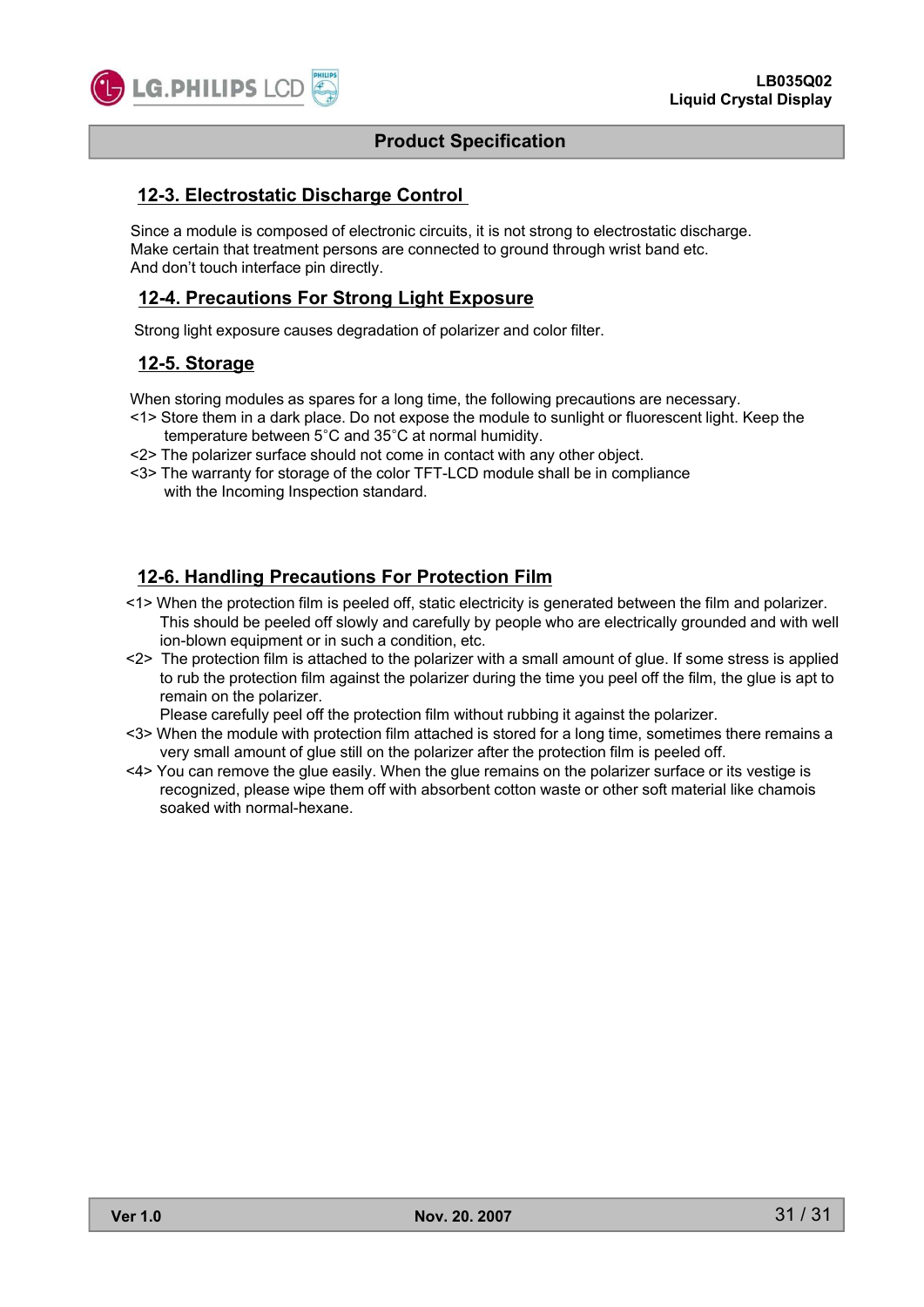## 12-3. Electrostatic Discharge Control

Since a module is composed of electronic circuits, it is not strong to electrostatic discharge.
Make certain that treatment persons are connected to ground through wrist band etc.
And don't touch interface pin directly.

## 12-4. Precautions For Strong Light Exposure

Strong light exposure causes degradation of polarizer and color filter.

## 12-5. Storage

When storing modules as spares for a long time, the following precautions are necessary.

<1> Store them in a dark place. Do not expose the module to sunlight or fluorescent light. Keep the temperature between 5°C and 35°C at normal humidity.

<2> The polarizer surface should not come in contact with any other object.

<3> The warranty for storage of the color TFT-LCD module shall be in compliance with the Incoming Inspection standard.

## 12-6. Handling Precautions For Protection Film

<1> When the protection film is peeled off, static electricity is generated between the film and polarizer. This should be peeled off slowly and carefully by people who are electrically grounded and with well ion-blown equipment or in such a condition, etc.

<2> The protection film is attached to the polarizer with a small amount of glue. If some stress is applied to rub the protection film against the polarizer during the time you peel off the film, the glue is apt to remain on the polarizer.
Please carefully peel off the protection film without rubbing it against the polarizer.

<3> When the module with protection film attached is stored for a long time, sometimes there remains a very small amount of glue still on the polarizer after the protection film is peeled off.

<4> You can remove the glue easily. When the glue remains on the polarizer surface or its vestige is recognized, please wipe them off with absorbent cotton waste or other soft material like chamois soaked with normal-hexane.